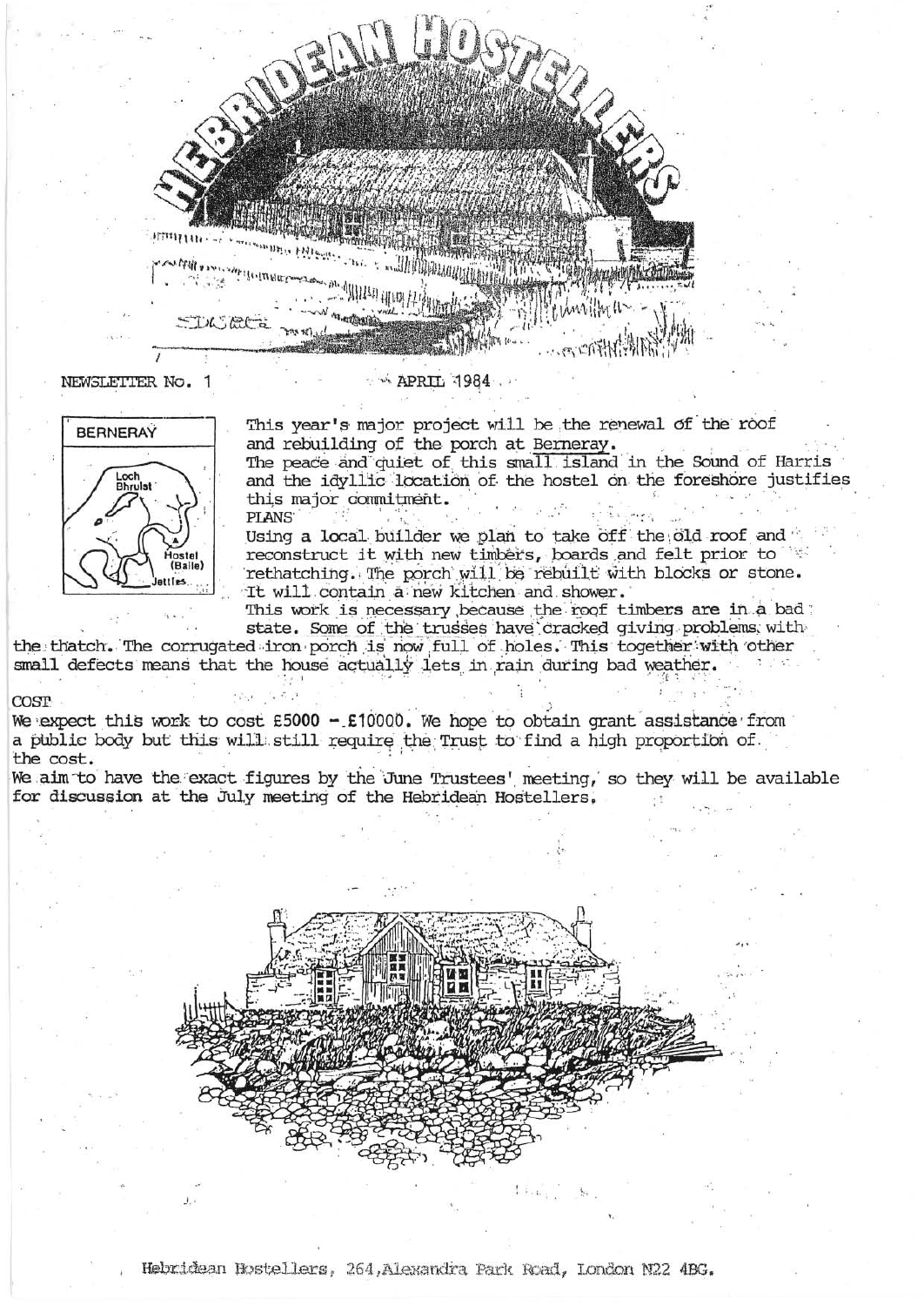# HEBRIDEAN HOSTELLERS

NEWSLETTER No. 1 APRIL 1984

**BERNERAY**

This year's major project will be the renewal of the roof and rebuilding of the porch at Berneray.
The peace and quiet of this small island in the Sound of Harris and the idyllic location of the hostel on the foreshore justifies this major commitment.

PLANS

Using a local builder we plan to take off the old roof and reconstruct it with new timbers, boards and felt prior to rethatching. The porch will be rebuilt with blocks or stone. It will contain a new kitchen and shower.
This work is necessary because the roof timbers are in a bad state. Some of the trusses have cracked giving problems with the thatch. The corrugated iron porch is now full of holes. This together with other small defects means that the house actually lets in rain during bad weather.

COST

We expect this work to cost £5000 - £10000. We hope to obtain grant assistance from a public body but this will still require the Trust to find a high proportion of the cost.
We aim to have the exact figures by the June Trustees' meeting, so they will be available for discussion at the July meeting of the Hebridean Hostellers.

Hebridean Hostellers, 264, Alexandra Park Road, London N22 4BG.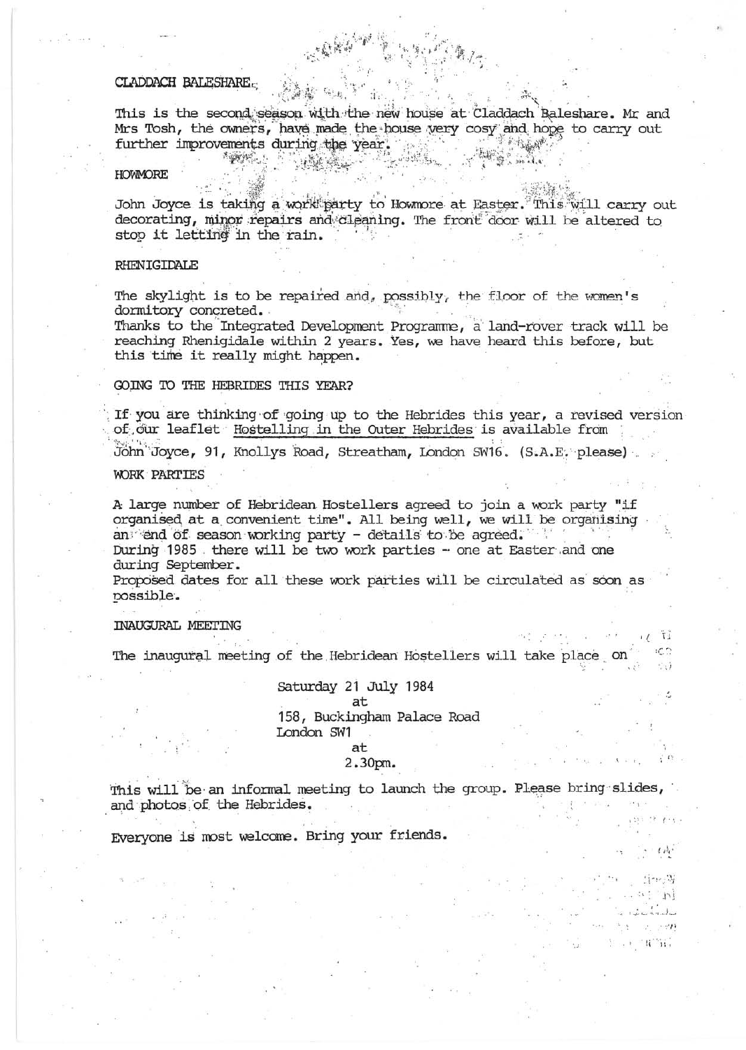## CLADDACH BALESHARE

This is the second season with the new house at Claddach Baleshare. Mr and Mrs Tosh, the owners, have made the house very cosy and hope to carry out further improvements during the year.

## HOWMORE

John Joyce is taking a work party to Howmore at Easter. This will carry out decorating, minor repairs and cleaning. The front door will be altered to stop it letting in the rain.

## RHENIGIDALE

The skylight is to be repaired and, possibly, the floor of the women's dormitory concreted.
Thanks to the Integrated Development Programme, a land-rover track will be reaching Rhenigidale within 2 years. Yes, we have heard this before, but this time it really might happen.

## GOING TO THE HEBRIDES THIS YEAR?

If you are thinking of going up to the Hebrides this year, a revised version of our leaflet Hostelling in the Outer Hebrides is available from John Joyce, 91, Knollys Road, Streatham, London SW16. (S.A.E. please)

## WORK PARTIES

A large number of Hebridean Hostellers agreed to join a work party "if organised at a convenient time". All being well, we will be organising an end of season working party - details to be agreed.
During 1985 there will be two work parties - one at Easter and one during September.
Proposed dates for all these work parties will be circulated as soon as possible.

## INAUGURAL MEETING

The inaugural meeting of the Hebridean Hostellers will take place on

Saturday 21 July 1984
at
158, Buckingham Palace Road
London SW1
at
2.30pm.

This will be an informal meeting to launch the group. Please bring slides, and photos of the Hebrides.

Everyone is most welcome. Bring your friends.